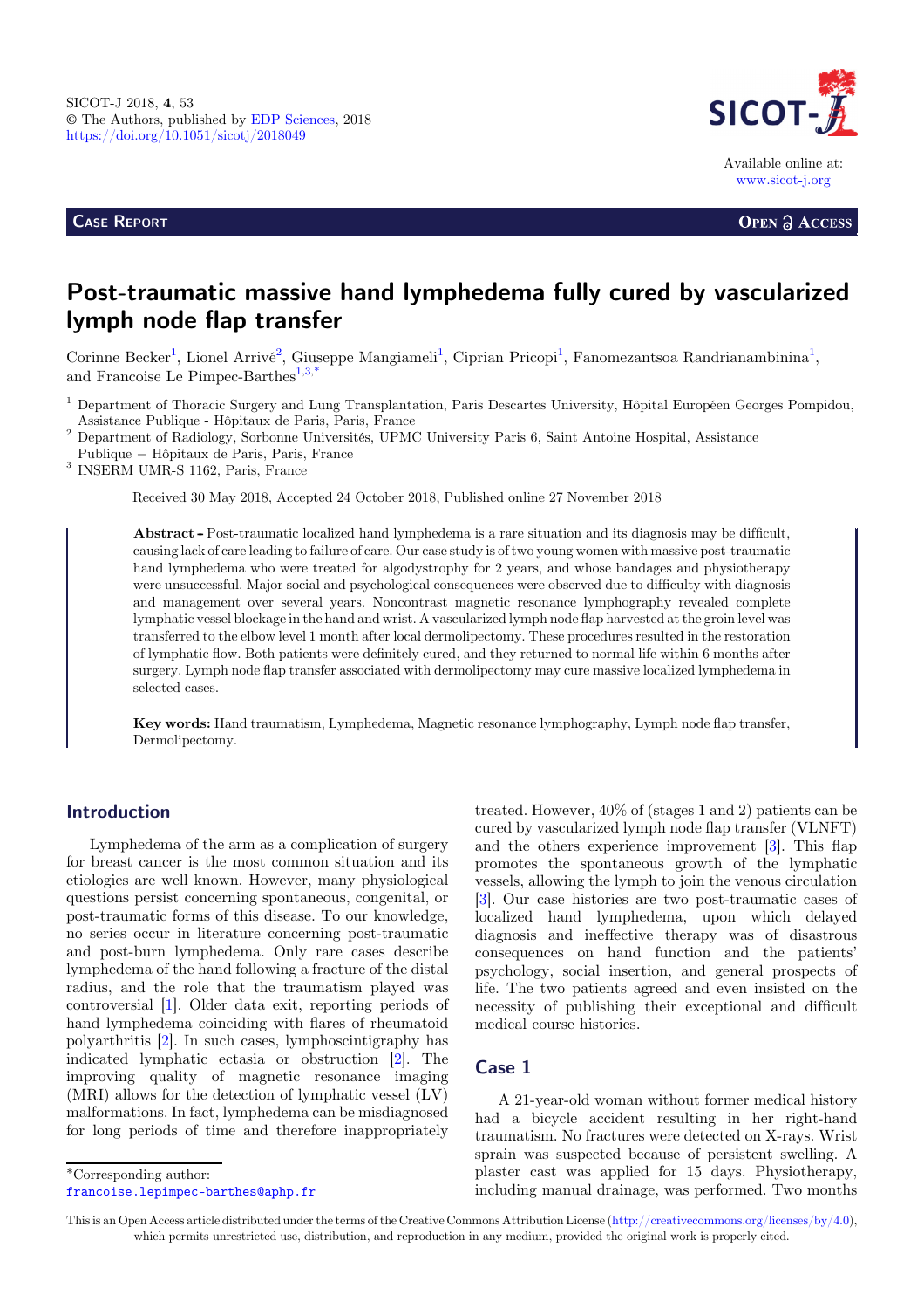SICOT-J 2018, **4**, 53
© The Authors, published by EDP Sciences, 2018
https://doi.org/10.1051/sicotj/2018049

Available online at:
www.sicot-j.org

Case Report — Open Access

# Post-traumatic massive hand lymphedema fully cured by vascularized lymph node flap transfer

Corinne Becker[1], Lionel Arrivé[2], Giuseppe Mangiameli[1], Ciprian Pricopi[1], Fanomezantsoa Randrianambinina[1], and Francoise Le Pimpec-Barthes[1,3,*]

[1] Department of Thoracic Surgery and Lung Transplantation, Paris Descartes University, Hôpital Européen Georges Pompidou, Assistance Publique - Hôpitaux de Paris, Paris, France

[2] Department of Radiology, Sorbonne Universités, UPMC University Paris 6, Saint Antoine Hospital, Assistance Publique – Hôpitaux de Paris, Paris, France

[3] INSERM UMR-S 1162, Paris, France

Received 30 May 2018, Accepted 24 October 2018, Published online 27 November 2018

**Abstract** – Post-traumatic localized hand lymphedema is a rare situation and its diagnosis may be difficult, causing lack of care leading to failure of care. Our case study is of two young women with massive post-traumatic hand lymphedema who were treated for algodystrophy for 2 years, and whose bandages and physiotherapy were unsuccessful. Major social and psychological consequences were observed due to difficulty with diagnosis and management over several years. Noncontrast magnetic resonance lymphography revealed complete lymphatic vessel blockage in the hand and wrist. A vascularized lymph node flap harvested at the groin level was transferred to the elbow level 1 month after local dermolipectomy. These procedures resulted in the restoration of lymphatic flow. Both patients were definitely cured, and they returned to normal life within 6 months after surgery. Lymph node flap transfer associated with dermolipectomy may cure massive localized lymphedema in selected cases.

**Key words:** Hand traumatism, Lymphedema, Magnetic resonance lymphography, Lymph node flap transfer, Dermolipectomy.

## Introduction

Lymphedema of the arm as a complication of surgery for breast cancer is the most common situation and its etiologies are well known. However, many physiological questions persist concerning spontaneous, congenital, or post-traumatic forms of this disease. To our knowledge, no series occur in literature concerning post-traumatic and post-burn lymphedema. Only rare cases describe lymphedema of the hand following a fracture of the distal radius, and the role that the traumatism played was controversial [1]. Older data exit, reporting periods of hand lymphedema coinciding with flares of rheumatoid polyarthritis [2]. In such cases, lymphoscintigraphy has indicated lymphatic ectasia or obstruction [2]. The improving quality of magnetic resonance imaging (MRI) allows for the detection of lymphatic vessel (LV) malformations. In fact, lymphedema can be misdiagnosed for long periods of time and therefore inappropriately treated. However, 40% of (stages 1 and 2) patients can be cured by vascularized lymph node flap transfer (VLNFT) and the others experience improvement [3]. This flap promotes the spontaneous growth of the lymphatic vessels, allowing the lymph to join the venous circulation [3]. Our case histories are two post-traumatic cases of localized hand lymphedema, upon which delayed diagnosis and ineffective therapy was of disastrous consequences on hand function and the patients' psychology, social insertion, and general prospects of life. The two patients agreed and even insisted on the necessity of publishing their exceptional and difficult medical course histories.

## Case 1

A 21-year-old woman without former medical history had a bicycle accident resulting in her right-hand traumatism. No fractures were detected on X-rays. Wrist sprain was suspected because of persistent swelling. A plaster cast was applied for 15 days. Physiotherapy, including manual drainage, was performed. Two months

*Corresponding author: francoise.lepimpec-barthes@aphp.fr

This is an Open Access article distributed under the terms of the Creative Commons Attribution License (http://creativecommons.org/licenses/by/4.0), which permits unrestricted use, distribution, and reproduction in any medium, provided the original work is properly cited.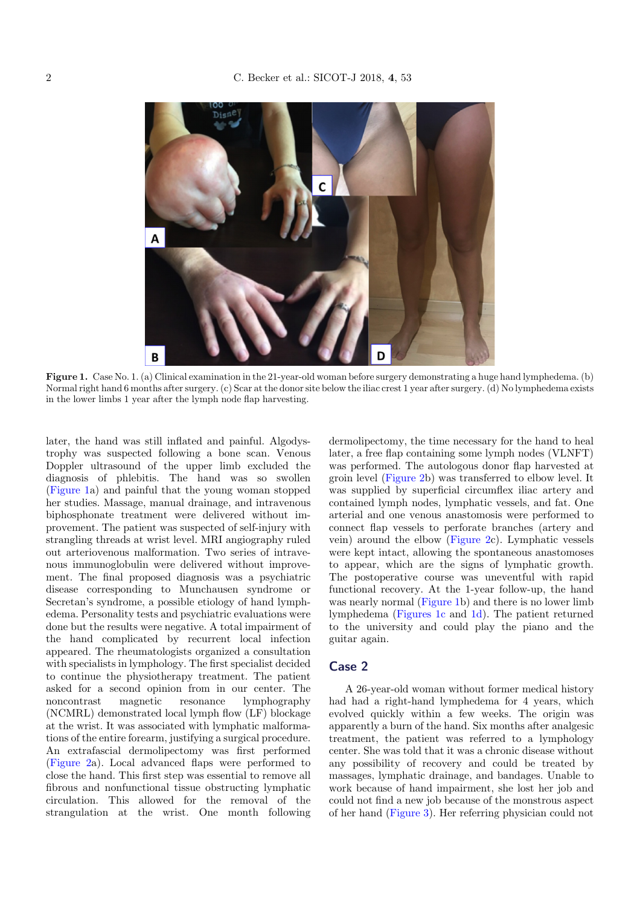**Figure 1.** Case No. 1. (a) Clinical examination in the 21-year-old woman before surgery demonstrating a huge hand lymphedema. (b) Normal right hand 6 months after surgery. (c) Scar at the donor site below the iliac crest 1 year after surgery. (d) No lymphedema exists in the lower limbs 1 year after the lymph node flap harvesting.

later, the hand was still inflated and painful. Algodystrophy was suspected following a bone scan. Venous Doppler ultrasound of the upper limb excluded the diagnosis of phlebitis. The hand was so swollen (Figure 1a) and painful that the young woman stopped her studies. Massage, manual drainage, and intravenous biphosphonate treatment were delivered without improvement. The patient was suspected of self-injury with strangling threads at wrist level. MRI angiography ruled out arteriovenous malformation. Two series of intravenous immunoglobulin were delivered without improvement. The final proposed diagnosis was a psychiatric disease corresponding to Munchausen syndrome or Secretan's syndrome, a possible etiology of hand lymphedema. Personality tests and psychiatric evaluations were done but the results were negative. A total impairment of the hand complicated by recurrent local infection appeared. The rheumatologists organized a consultation with specialists in lymphology. The first specialist decided to continue the physiotherapy treatment. The patient asked for a second opinion from in our center. The noncontrast magnetic resonance lymphography (NCMRL) demonstrated local lymph flow (LF) blockage at the wrist. It was associated with lymphatic malformations of the entire forearm, justifying a surgical procedure. An extrafascial dermolipectomy was first performed (Figure 2a). Local advanced flaps were performed to close the hand. This first step was essential to remove all fibrous and nonfunctional tissue obstructing lymphatic circulation. This allowed for the removal of the strangulation at the wrist. One month following dermolipectomy, the time necessary for the hand to heal later, a free flap containing some lymph nodes (VLNFT) was performed. The autologous donor flap harvested at groin level (Figure 2b) was transferred to elbow level. It was supplied by superficial circumflex iliac artery and contained lymph nodes, lymphatic vessels, and fat. One arterial and one venous anastomosis were performed to connect flap vessels to perforate branches (artery and vein) around the elbow (Figure 2c). Lymphatic vessels were kept intact, allowing the spontaneous anastomoses to appear, which are the signs of lymphatic growth. The postoperative course was uneventful with rapid functional recovery. At the 1-year follow-up, the hand was nearly normal (Figure 1b) and there is no lower limb lymphedema (Figures 1c and 1d). The patient returned to the university and could play the piano and the guitar again.

## Case 2

A 26-year-old woman without former medical history had had a right-hand lymphedema for 4 years, which evolved quickly within a few weeks. The origin was apparently a burn of the hand. Six months after analgesic treatment, the patient was referred to a lymphology center. She was told that it was a chronic disease without any possibility of recovery and could be treated by massages, lymphatic drainage, and bandages. Unable to work because of hand impairment, she lost her job and could not find a new job because of the monstrous aspect of her hand (Figure 3). Her referring physician could not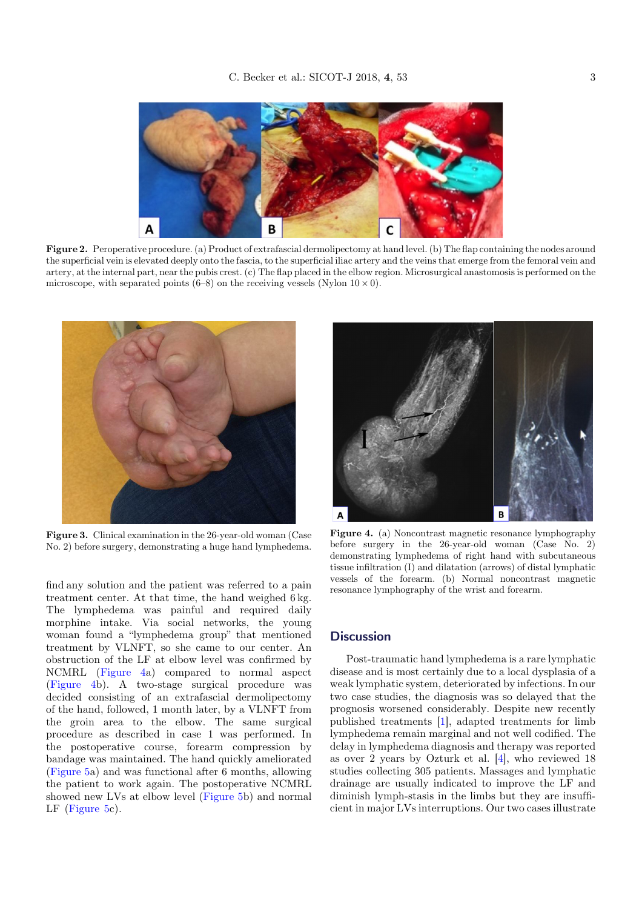Figure 2. Peroperative procedure. (a) Product of extrafascial dermolipectomy at hand level. (b) The flap containing the nodes around the superficial vein is elevated deeply onto the fascia, to the superficial iliac artery and the veins that emerge from the femoral vein and artery, at the internal part, near the pubis crest. (c) The flap placed in the elbow region. Microsurgical anastomosis is performed on the microscope, with separated points (6–8) on the receiving vessels (Nylon 10 × 0).

Figure 3. Clinical examination in the 26-year-old woman (Case No. 2) before surgery, demonstrating a huge hand lymphedema.

Figure 4. (a) Noncontrast magnetic resonance lymphography before surgery in the 26-year-old woman (Case No. 2) demonstrating lymphedema of right hand with subcutaneous tissue infiltration (I) and dilatation (arrows) of distal lymphatic vessels of the forearm. (b) Normal noncontrast magnetic resonance lymphography of the wrist and forearm.

find any solution and the patient was referred to a pain treatment center. At that time, the hand weighed 6 kg. The lymphedema was painful and required daily morphine intake. Via social networks, the young woman found a "lymphedema group" that mentioned treatment by VLNFT, so she came to our center. An obstruction of the LF at elbow level was confirmed by NCMRL (Figure 4a) compared to normal aspect (Figure 4b). A two-stage surgical procedure was decided consisting of an extrafascial dermolipectomy of the hand, followed, 1 month later, by a VLNFT from the groin area to the elbow. The same surgical procedure as described in case 1 was performed. In the postoperative course, forearm compression by bandage was maintained. The hand quickly ameliorated (Figure 5a) and was functional after 6 months, allowing the patient to work again. The postoperative NCMRL showed new LVs at elbow level (Figure 5b) and normal LF (Figure 5c).

## Discussion

Post-traumatic hand lymphedema is a rare lymphatic disease and is most certainly due to a local dysplasia of a weak lymphatic system, deteriorated by infections. In our two case studies, the diagnosis was so delayed that the prognosis worsened considerably. Despite new recently published treatments [1], adapted treatments for limb lymphedema remain marginal and not well codified. The delay in lymphedema diagnosis and therapy was reported as over 2 years by Ozturk et al. [4], who reviewed 18 studies collecting 305 patients. Massages and lymphatic drainage are usually indicated to improve the LF and diminish lymph-stasis in the limbs but they are insufficient in major LVs interruptions. Our two cases illustrate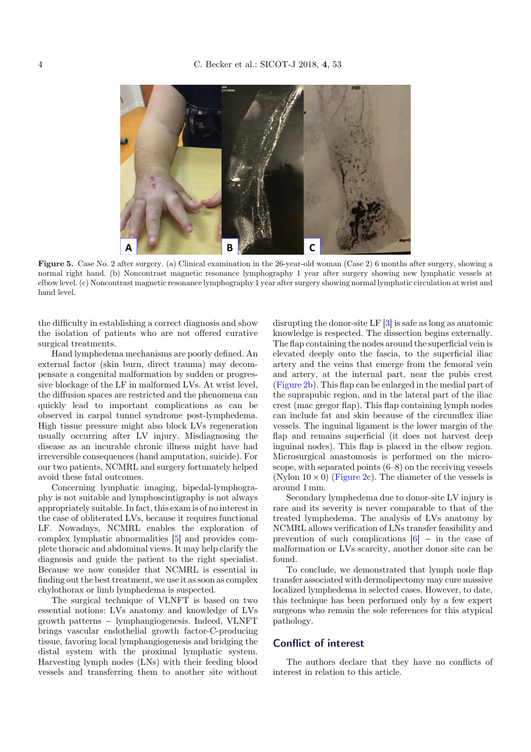**Figure 5.** Case No. 2 after surgery. (a) Clinical examination in the 26-year-old woman (Case 2) 6 months after surgery, showing a normal right hand. (b) Noncontrast magnetic resonance lymphography 1 year after surgery showing new lymphatic vessels at elbow level. (c) Noncontrast magnetic resonance lymphography 1 year after surgery showing normal lymphatic circulation at wrist and hand level.

the difficulty in establishing a correct diagnosis and show the isolation of patients who are not offered curative surgical treatments.

Hand lymphedema mechanisms are poorly defined. An external factor (skin burn, direct trauma) may decompensate a congenital malformation by sudden or progressive blockage of the LF in malformed LVs. At wrist level, the diffusion spaces are restricted and the phenomena can quickly lead to important complications as can be observed in carpal tunnel syndrome post-lymphedema. High tissue pressure might also block LVs regeneration usually occurring after LV injury. Misdiagnosing the disease as an incurable chronic illness might have had irreversible consequences (hand amputation, suicide). For our two patients, NCMRL and surgery fortunately helped avoid these fatal outcomes.

Concerning lymphatic imaging, bipedal-lymphography is not suitable and lymphoscintigraphy is not always appropriately suitable. In fact, this exam is of no interest in the case of obliterated LVs, because it requires functional LF. Nowadays, NCMRL enables the exploration of complex lymphatic abnormalities [5] and provides complete thoracic and abdominal views. It may help clarify the diagnosis and guide the patient to the right specialist. Because we now consider that NCMRL is essential in finding out the best treatment, we use it as soon as complex chylothorax or limb lymphedema is suspected.

The surgical technique of VLNFT is based on two essential notions: LVs anatomy and knowledge of LVs growth patterns – lymphangiogenesis. Indeed, VLNFT brings vascular endothelial growth factor-C-producing tissue, favoring local lymphangiogenesis and bridging the distal system with the proximal lymphatic system. Harvesting lymph nodes (LNs) with their feeding blood vessels and transferring them to another site without disrupting the donor-site LF [3] is safe as long as anatomic knowledge is respected. The dissection begins externally. The flap containing the nodes around the superficial vein is elevated deeply onto the fascia, to the superficial iliac artery and the veins that emerge from the femoral vein and artery, at the internal part, near the pubis crest (Figure 2b). This flap can be enlarged in the medial part of the suprapubic region, and in the lateral part of the iliac crest (mac gregor flap). This flap containing lymph nodes can include fat and skin because of the circumflex iliac vessels. The inguinal ligament is the lower margin of the flap and remains superficial (it does not harvest deep inguinal nodes). This flap is placed in the elbow region. Microsurgical anastomosis is performed on the microscope, with separated points (6–8) on the receiving vessels (Nylon $10 \times 0$) (Figure 2c). The diameter of the vessels is around 1 mm.

Secondary lymphedema due to donor-site LV injury is rare and its severity is never comparable to that of the treated lymphedema. The analysis of LVs anatomy by NCMRL allows verification of LNs transfer feasibility and prevention of such complications [6] – in the case of malformation or LVs scarcity, another donor site can be found.

To conclude, we demonstrated that lymph node flap transfer associated with dermolipectomy may cure massive localized lymphedema in selected cases. However, to date, this technique has been performed only by a few expert surgeons who remain the sole references for this atypical pathology.

## Conflict of interest

The authors declare that they have no conflicts of interest in relation to this article.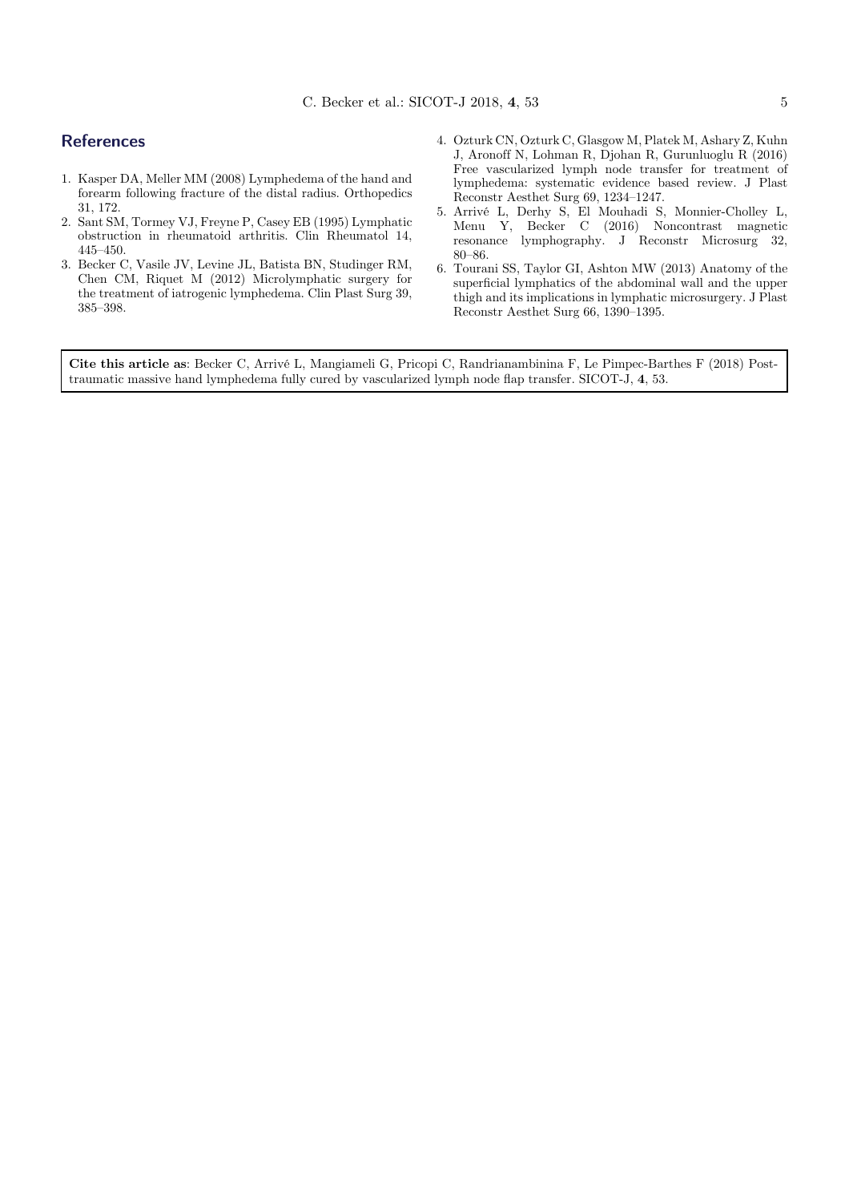## References

1. Kasper DA, Meller MM (2008) Lymphedema of the hand and forearm following fracture of the distal radius. Orthopedics 31, 172.
2. Sant SM, Tormey VJ, Freyne P, Casey EB (1995) Lymphatic obstruction in rheumatoid arthritis. Clin Rheumatol 14, 445–450.
3. Becker C, Vasile JV, Levine JL, Batista BN, Studinger RM, Chen CM, Riquet M (2012) Microlymphatic surgery for the treatment of iatrogenic lymphedema. Clin Plast Surg 39, 385–398.
4. Ozturk CN, Ozturk C, Glasgow M, Platek M, Ashary Z, Kuhn J, Aronoff N, Lohman R, Djohan R, Gurunluoglu R (2016) Free vascularized lymph node transfer for treatment of lymphedema: systematic evidence based review. J Plast Reconstr Aesthet Surg 69, 1234–1247.
5. Arrivé L, Derhy S, El Mouhadi S, Monnier-Cholley L, Menu Y, Becker C (2016) Noncontrast magnetic resonance lymphography. J Reconstr Microsurg 32, 80–86.
6. Tourani SS, Taylor GI, Ashton MW (2013) Anatomy of the superficial lymphatics of the abdominal wall and the upper thigh and its implications in lymphatic microsurgery. J Plast Reconstr Aesthet Surg 66, 1390–1395.

**Cite this article as**: Becker C, Arrivé L, Mangiameli G, Pricopi C, Randrianambinina F, Le Pimpec-Barthes F (2018) Post-traumatic massive hand lymphedema fully cured by vascularized lymph node flap transfer. SICOT-J, **4**, 53.